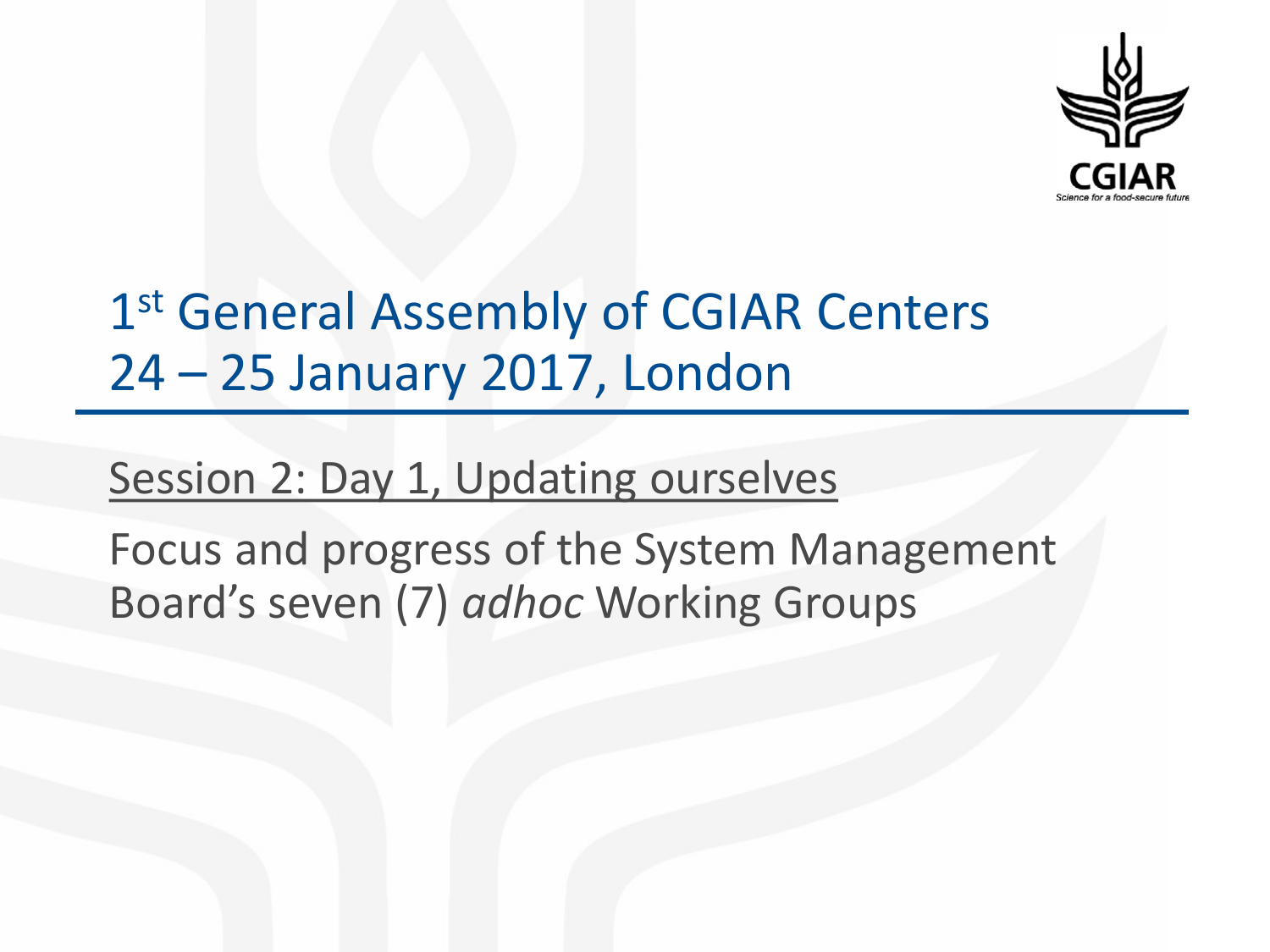# 1st General Assembly of CGIAR Centers 24 – 25 January 2017, London

Session 2: Day 1, Updating ourselves

Focus and progress of the System Management Board's seven (7) *adhoc* Working Groups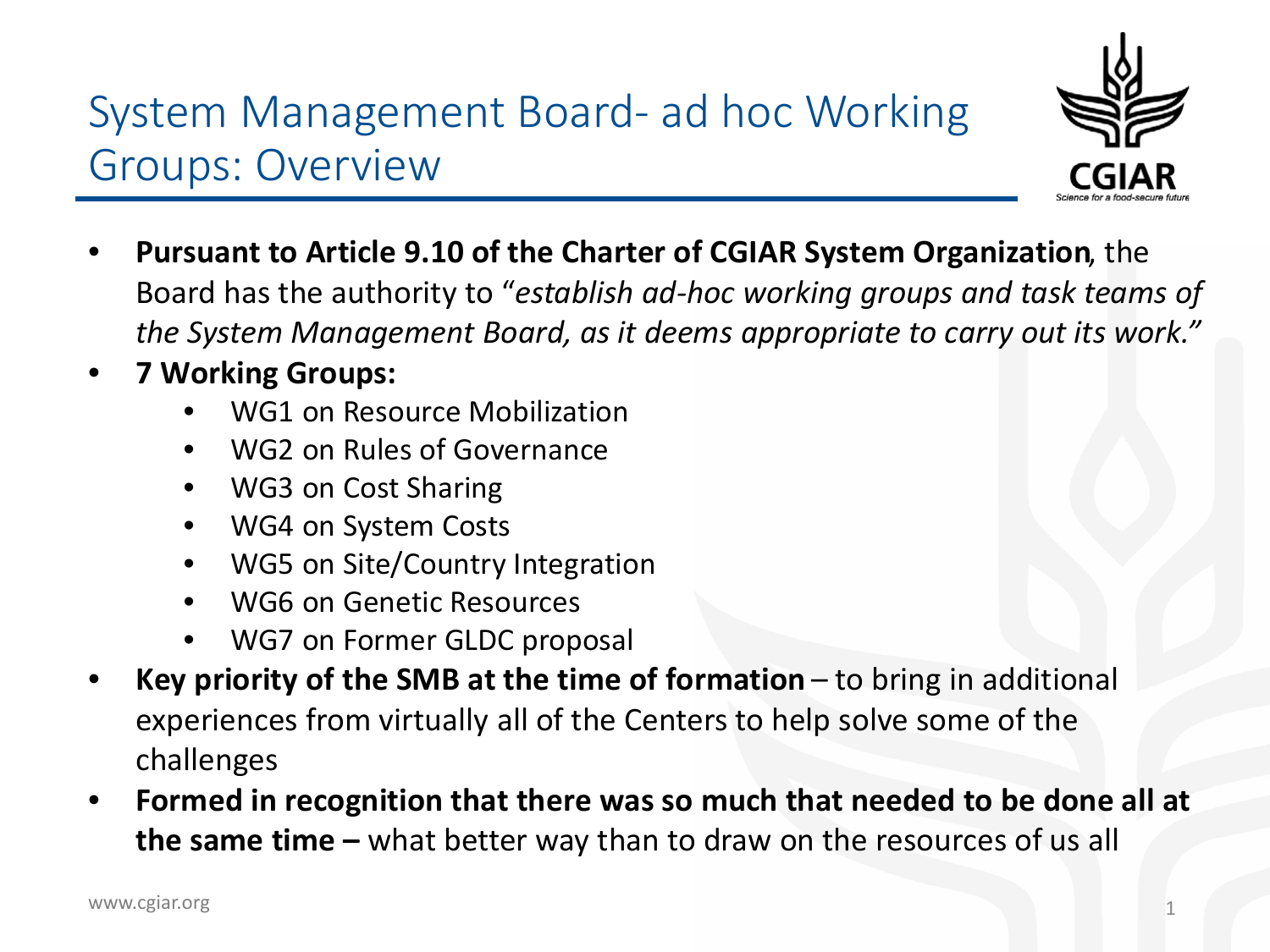# System Management Board- ad hoc Working Groups: Overview

- **Pursuant to Article 9.10 of the Charter of CGIAR System Organization**, the Board has the authority to "*establish ad-hoc working groups and task teams of the System Management Board, as it deems appropriate to carry out its work."*
- **7 Working Groups:**
  - WG1 on Resource Mobilization
  - WG2 on Rules of Governance
  - WG3 on Cost Sharing
  - WG4 on System Costs
  - WG5 on Site/Country Integration
  - WG6 on Genetic Resources
  - WG7 on Former GLDC proposal
- **Key priority of the SMB at the time of formation** – to bring in additional experiences from virtually all of the Centers to help solve some of the challenges
- **Formed in recognition that there was so much that needed to be done all at the same time –** what better way than to draw on the resources of us all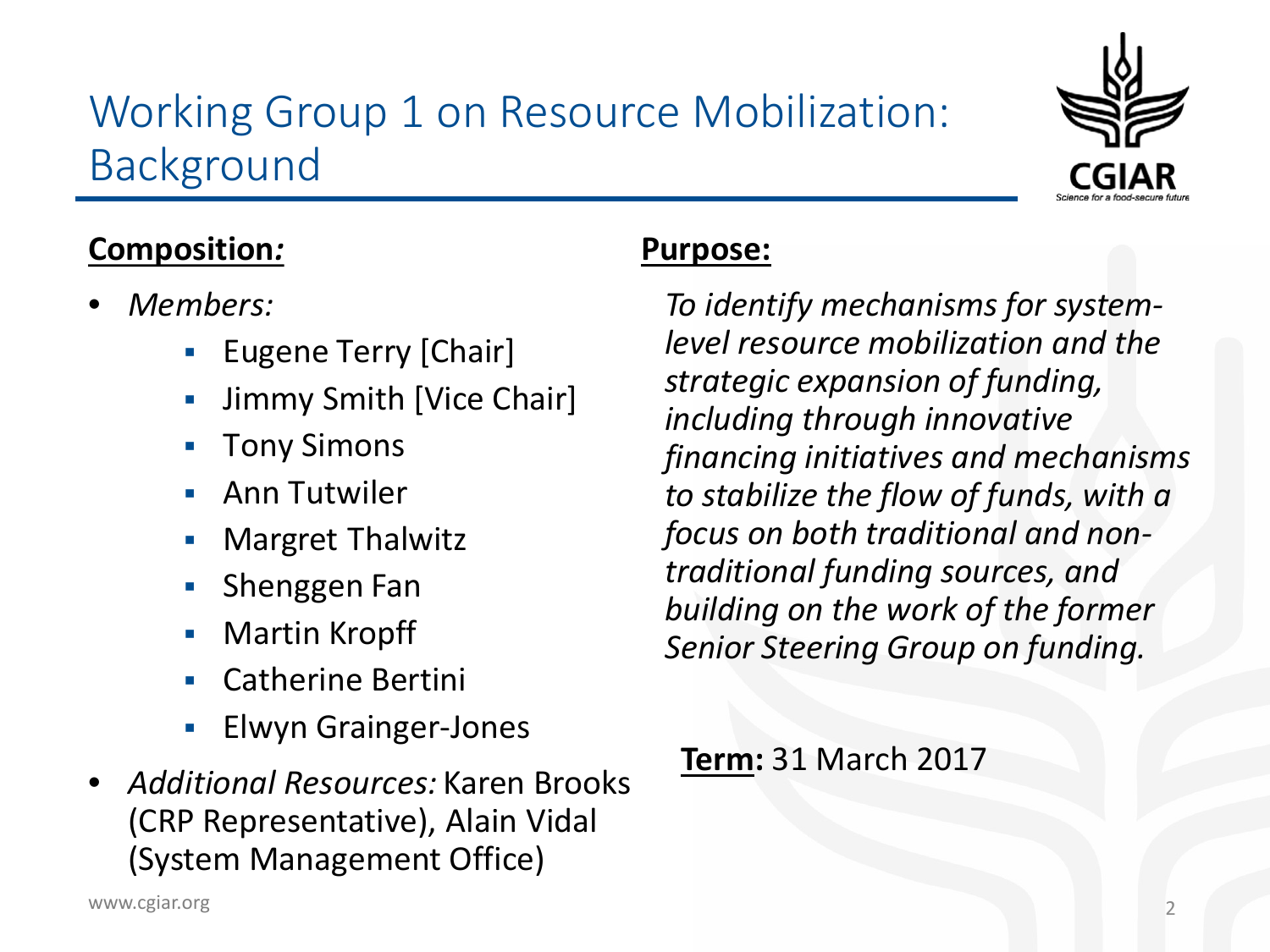# Working Group 1 on Resource Mobilization: Background

**Composition:**

- *Members:*
  - Eugene Terry [Chair]
  - Jimmy Smith [Vice Chair]
  - Tony Simons
  - Ann Tutwiler
  - Margret Thalwitz
  - Shenggen Fan
  - Martin Kropff
  - Catherine Bertini
  - Elwyn Grainger-Jones
- *Additional Resources:* Karen Brooks (CRP Representative), Alain Vidal (System Management Office)

**Purpose:**

*To identify mechanisms for system-level resource mobilization and the strategic expansion of funding, including through innovative financing initiatives and mechanisms to stabilize the flow of funds, with a focus on both traditional and non-traditional funding sources, and building on the work of the former Senior Steering Group on funding.*

**Term:** 31 March 2017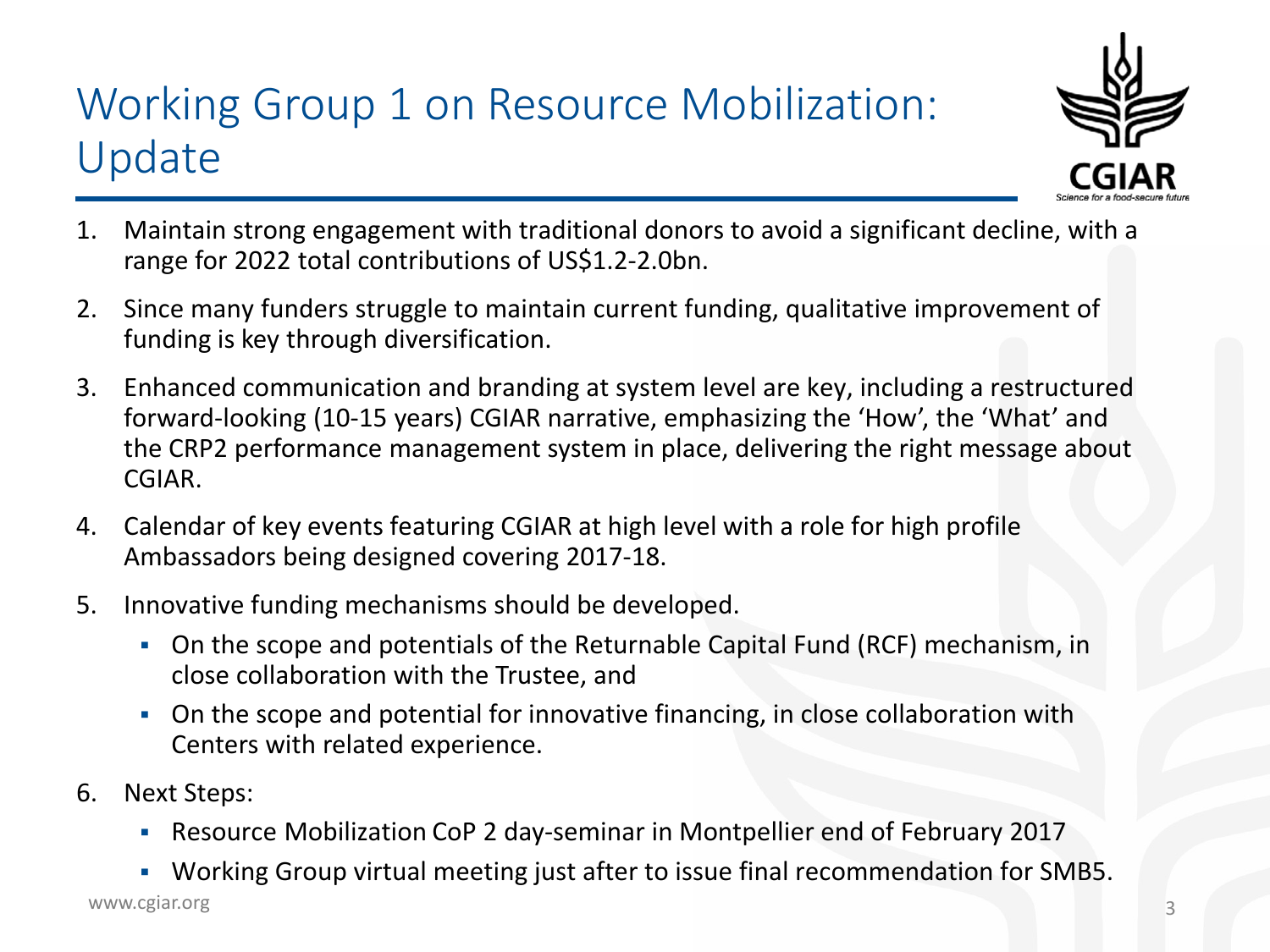# Working Group 1 on Resource Mobilization: Update

1. Maintain strong engagement with traditional donors to avoid a significant decline, with a range for 2022 total contributions of US$1.2-2.0bn.
2. Since many funders struggle to maintain current funding, qualitative improvement of funding is key through diversification.
3. Enhanced communication and branding at system level are key, including a restructured forward-looking (10-15 years) CGIAR narrative, emphasizing the 'How', the 'What' and the CRP2 performance management system in place, delivering the right message about CGIAR.
4. Calendar of key events featuring CGIAR at high level with a role for high profile Ambassadors being designed covering 2017-18.
5. Innovative funding mechanisms should be developed.
   - On the scope and potentials of the Returnable Capital Fund (RCF) mechanism, in close collaboration with the Trustee, and
   - On the scope and potential for innovative financing, in close collaboration with Centers with related experience.
6. Next Steps:
   - Resource Mobilization CoP 2 day-seminar in Montpellier end of February 2017
   - Working Group virtual meeting just after to issue final recommendation for SMB5.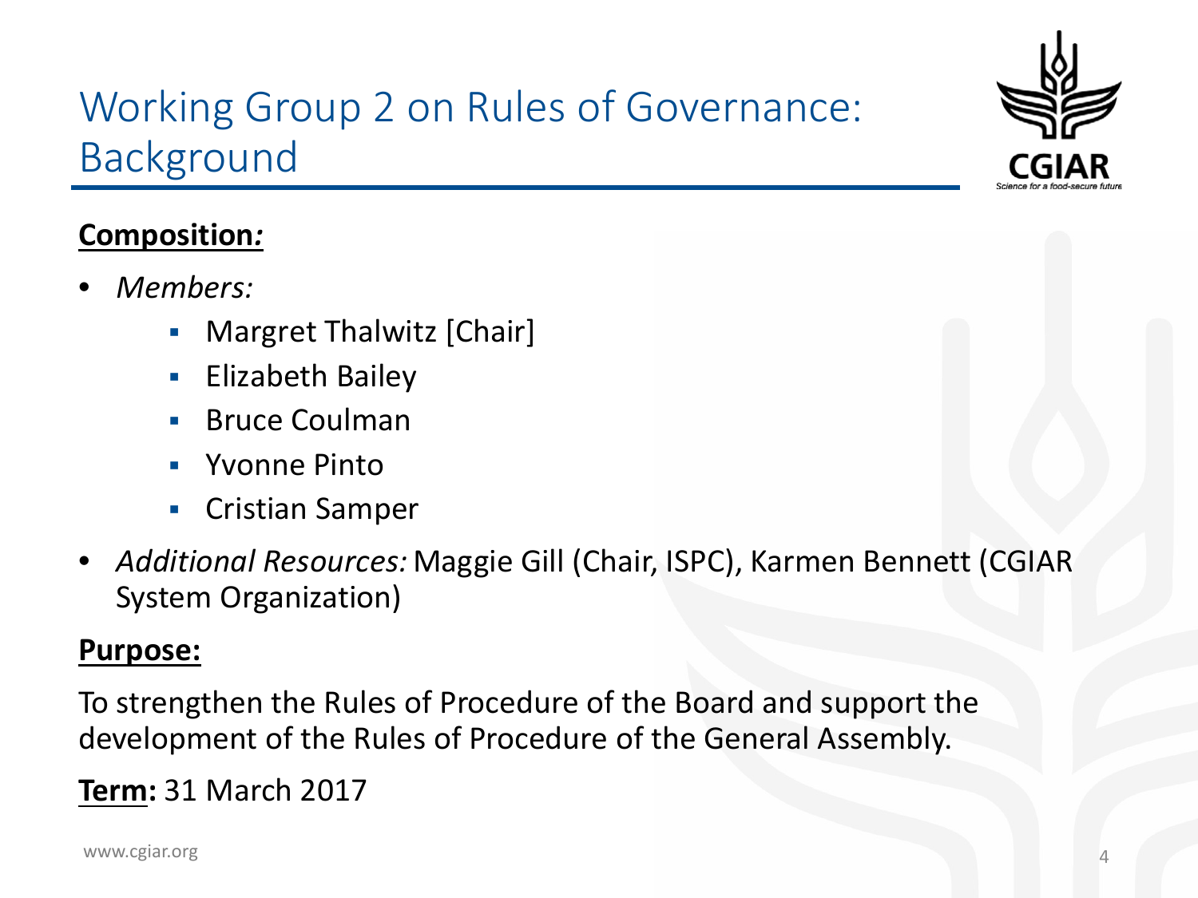# Working Group 2 on Rules of Governance: Background

**Composition:**

- *Members:*
  - Margret Thalwitz [Chair]
  - Elizabeth Bailey
  - Bruce Coulman
  - Yvonne Pinto
  - Cristian Samper
- *Additional Resources:* Maggie Gill (Chair, ISPC), Karmen Bennett (CGIAR System Organization)

**Purpose:**

To strengthen the Rules of Procedure of the Board and support the development of the Rules of Procedure of the General Assembly.

**Term:** 31 March 2017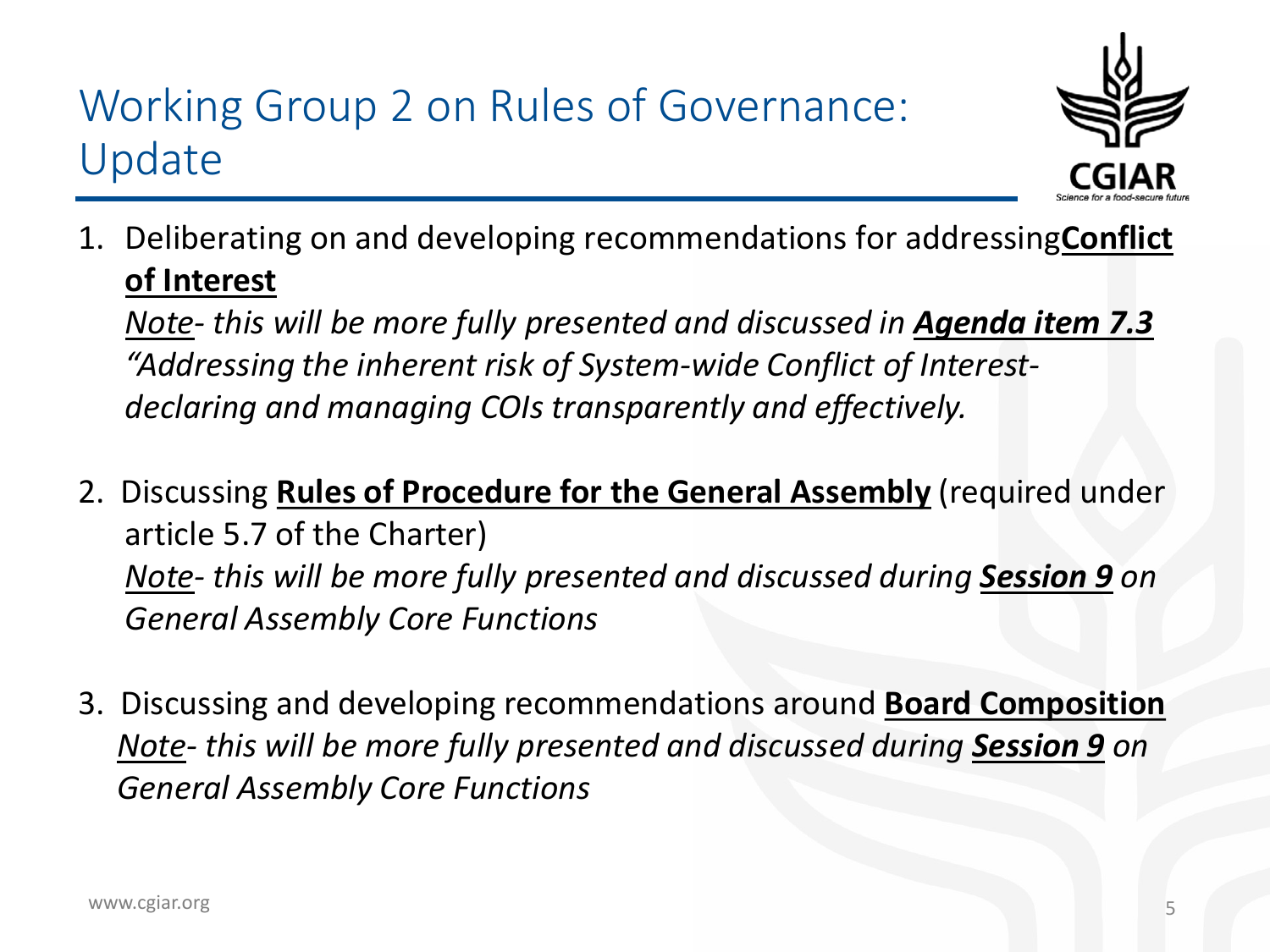# Working Group 2 on Rules of Governance: Update

1. Deliberating on and developing recommendations for addressing**Conflict of Interest**
   *Note- this will be more fully presented and discussed in **Agenda item 7.3** "Addressing the inherent risk of System-wide Conflict of Interest- declaring and managing COIs transparently and effectively.*

2. Discussing **Rules of Procedure for the General Assembly** (required under article 5.7 of the Charter)
   *Note- this will be more fully presented and discussed during **Session 9** on General Assembly Core Functions*

3. Discussing and developing recommendations around **Board Composition**
   *Note- this will be more fully presented and discussed during **Session 9** on General Assembly Core Functions*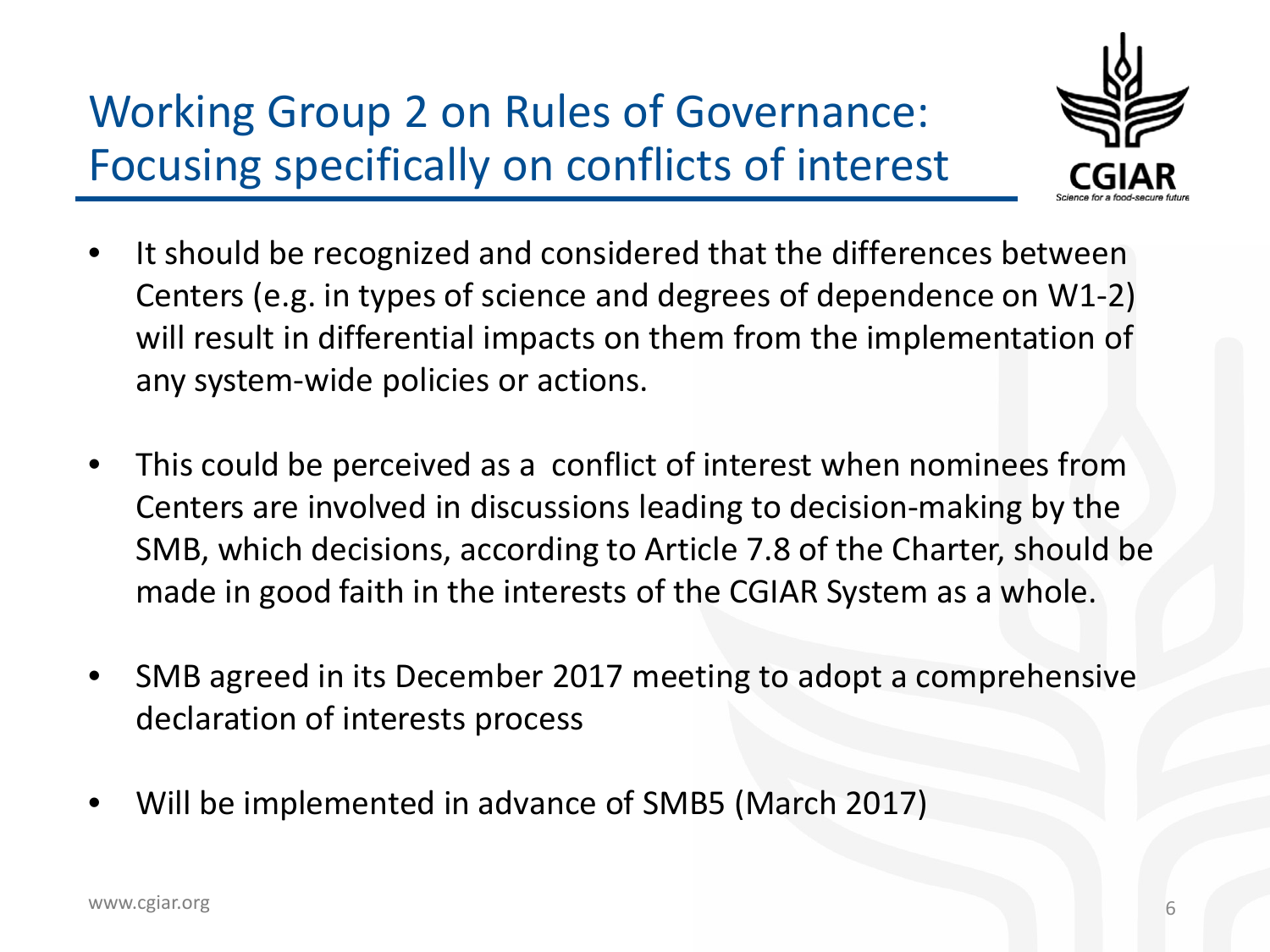# Working Group 2 on Rules of Governance: Focusing specifically on conflicts of interest

- It should be recognized and considered that the differences between Centers (e.g. in types of science and degrees of dependence on W1-2) will result in differential impacts on them from the implementation of any system-wide policies or actions.
- This could be perceived as a conflict of interest when nominees from Centers are involved in discussions leading to decision-making by the SMB, which decisions, according to Article 7.8 of the Charter, should be made in good faith in the interests of the CGIAR System as a whole.
- SMB agreed in its December 2017 meeting to adopt a comprehensive declaration of interests process
- Will be implemented in advance of SMB5 (March 2017)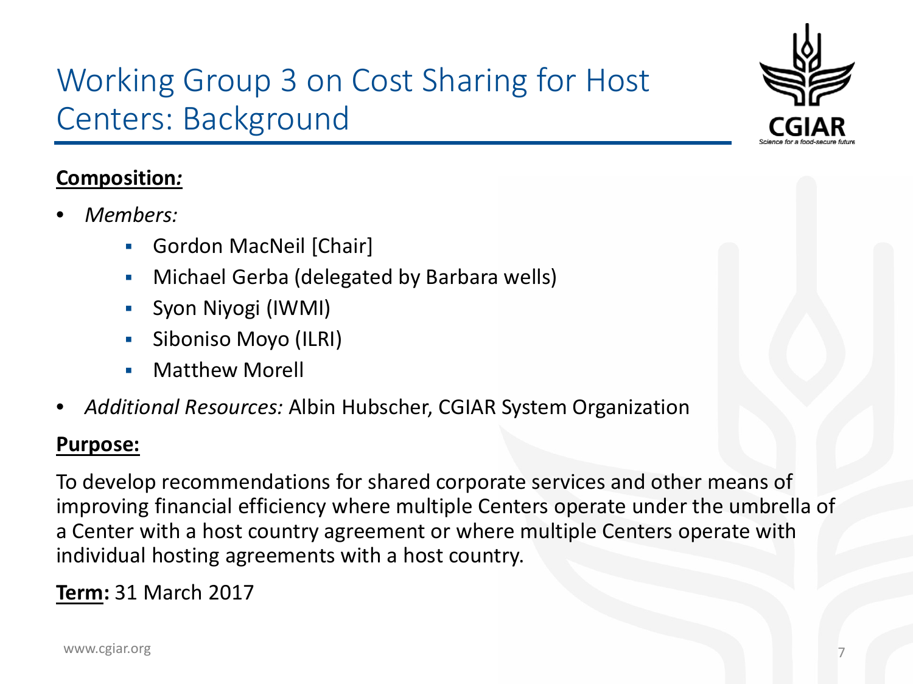# Working Group 3 on Cost Sharing for Host Centers: Background

**Composition:**

- *Members:*
  - Gordon MacNeil [Chair]
  - Michael Gerba (delegated by Barbara wells)
  - Syon Niyogi (IWMI)
  - Siboniso Moyo (ILRI)
  - Matthew Morell
- *Additional Resources:* Albin Hubscher, CGIAR System Organization

**Purpose:**

To develop recommendations for shared corporate services and other means of improving financial efficiency where multiple Centers operate under the umbrella of a Center with a host country agreement or where multiple Centers operate with individual hosting agreements with a host country.

**Term:** 31 March 2017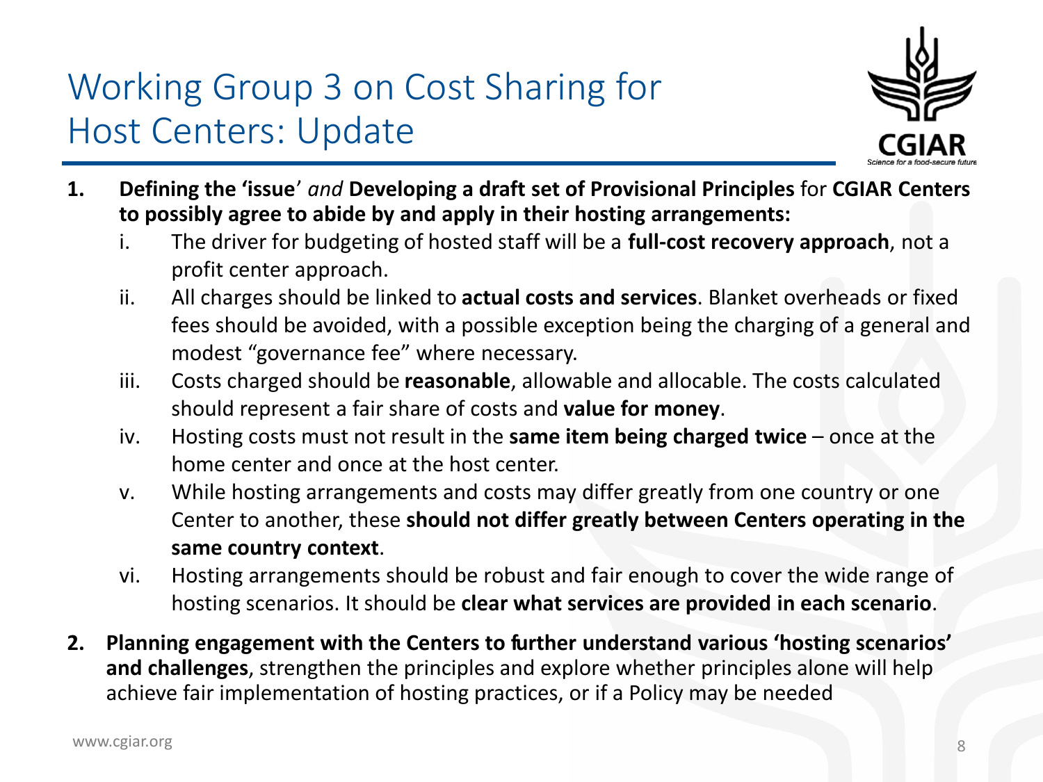# Working Group 3 on Cost Sharing for Host Centers: Update

1. **Defining the 'issue'** *and* **Developing a draft set of Provisional Principles** for **CGIAR Centers to possibly agree to abide by and apply in their hosting arrangements:**
   1. The driver for budgeting of hosted staff will be a **full-cost recovery approach**, not a profit center approach.
   2. All charges should be linked to **actual costs and services**. Blanket overheads or fixed fees should be avoided, with a possible exception being the charging of a general and modest "governance fee" where necessary.
   3. Costs charged should be **reasonable**, allowable and allocable. The costs calculated should represent a fair share of costs and **value for money**.
   4. Hosting costs must not result in the **same item being charged twice** – once at the home center and once at the host center.
   5. While hosting arrangements and costs may differ greatly from one country or one Center to another, these **should not differ greatly between Centers operating in the same country context**.
   6. Hosting arrangements should be robust and fair enough to cover the wide range of hosting scenarios. It should be **clear what services are provided in each scenario**.
2. **Planning engagement with the Centers to further understand various 'hosting scenarios' and challenges**, strengthen the principles and explore whether principles alone will help achieve fair implementation of hosting practices, or if a Policy may be needed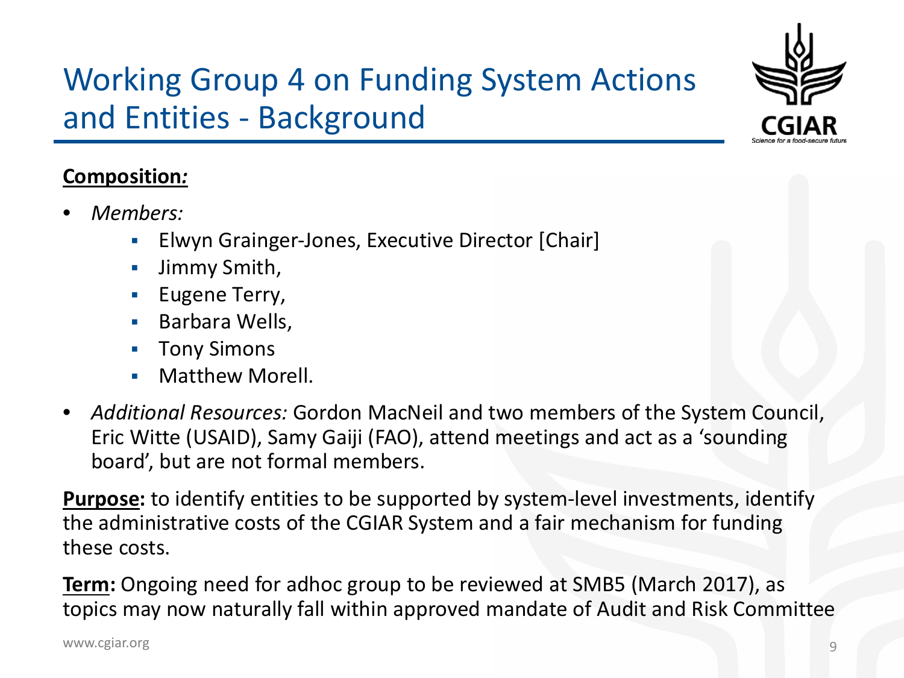# Working Group 4 on Funding System Actions and Entities - Background

**Composition***:*

- *Members:*
  - Elwyn Grainger-Jones, Executive Director [Chair]
  - Jimmy Smith,
  - Eugene Terry,
  - Barbara Wells,
  - Tony Simons
  - Matthew Morell.
- *Additional Resources:* Gordon MacNeil and two members of the System Council, Eric Witte (USAID), Samy Gaiji (FAO), attend meetings and act as a 'sounding board', but are not formal members.

**Purpose:** to identify entities to be supported by system-level investments, identify the administrative costs of the CGIAR System and a fair mechanism for funding these costs.

**Term:** Ongoing need for adhoc group to be reviewed at SMB5 (March 2017), as topics may now naturally fall within approved mandate of Audit and Risk Committee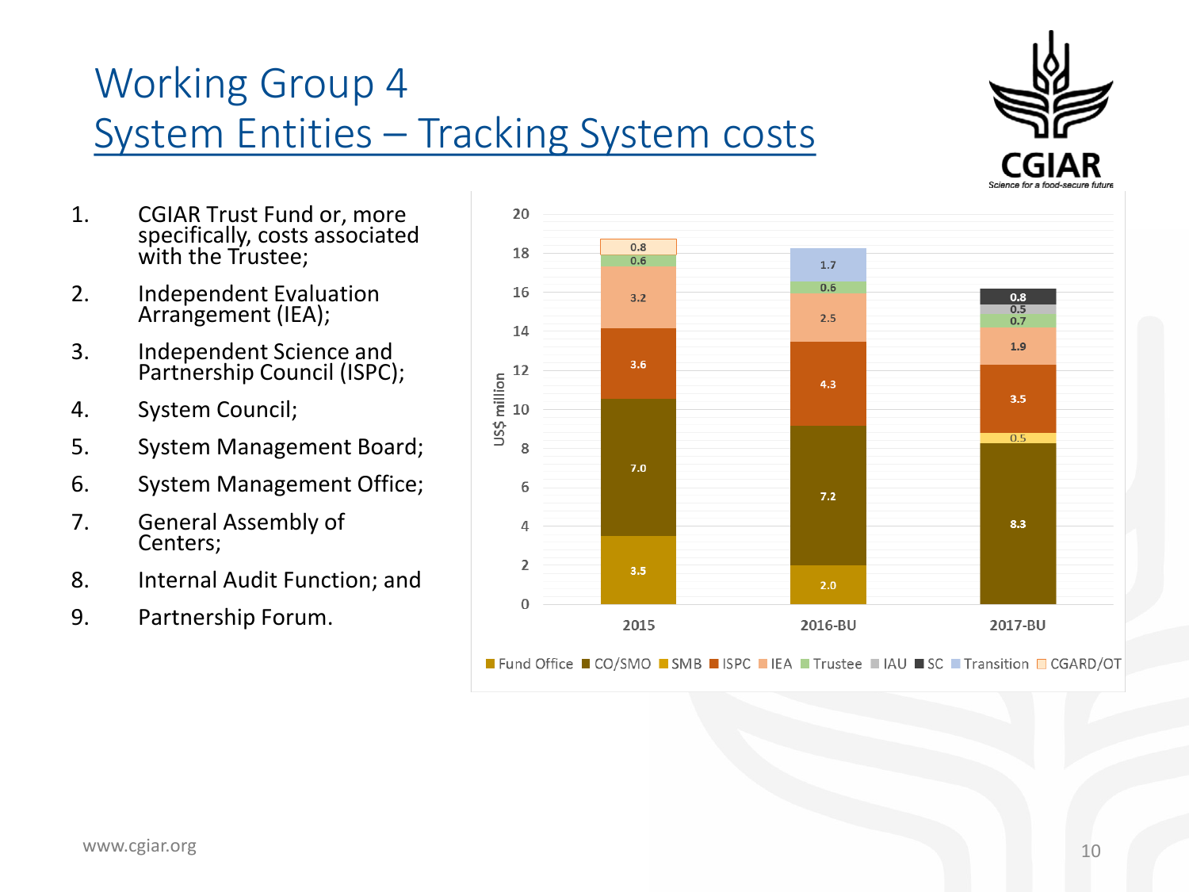# Working Group 4
## System Entities – Tracking System costs

1. CGIAR Trust Fund or, more specifically, costs associated with the Trustee;
2. Independent Evaluation Arrangement (IEA);
3. Independent Science and Partnership Council (ISPC);
4. System Council;
5. System Management Board;
6. System Management Office;
7. General Assembly of Centers;
8. Internal Audit Function; and
9. Partnership Forum.

| US$ million | 2015 | 2016-BU | 2017-BU |
|---|---|---|---|
| Fund Office | 3.5 | 2.0 | |
| CO/SMO | 7.0 | 7.2 | 8.3 |
| SMB | | | 0.5 |
| ISPC | 3.6 | 4.3 | 3.5 |
| IEA | 3.2 | 2.5 | 1.9 |
| Trustee | 0.6 | 0.6 | 0.7 |
| IAU | | | 0.5 |
| SC | | | 0.8 |
| Transition | | 1.7 | |
| CGARD/OT | 0.8 | | |

www.cgiar.org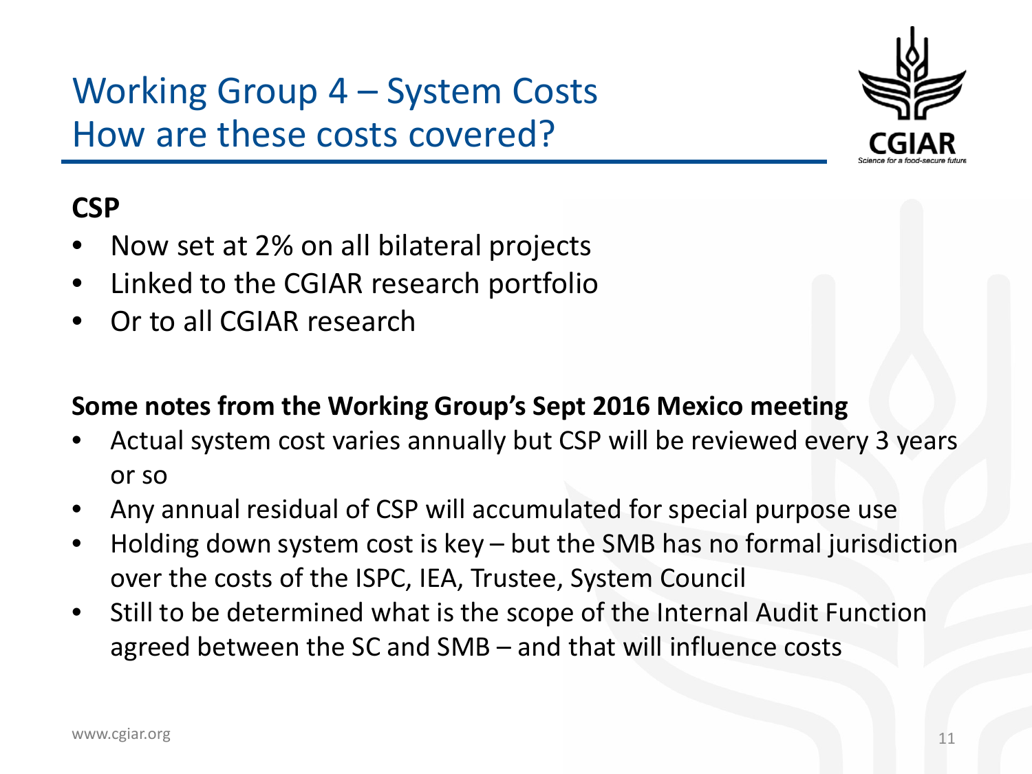# Working Group 4 – System Costs
## How are these costs covered?

**CSP**

- Now set at 2% on all bilateral projects
- Linked to the CGIAR research portfolio
- Or to all CGIAR research

**Some notes from the Working Group's Sept 2016 Mexico meeting**

- Actual system cost varies annually but CSP will be reviewed every 3 years or so
- Any annual residual of CSP will accumulated for special purpose use
- Holding down system cost is key – but the SMB has no formal jurisdiction over the costs of the ISPC, IEA, Trustee, System Council
- Still to be determined what is the scope of the Internal Audit Function agreed between the SC and SMB – and that will influence costs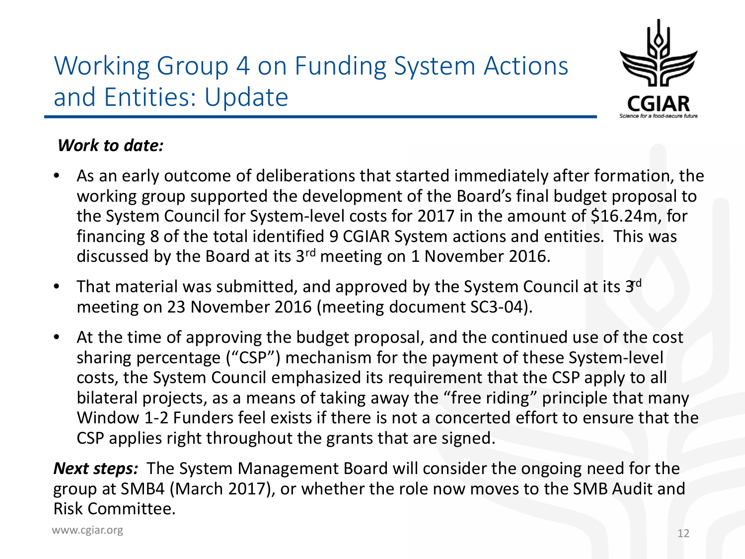# Working Group 4 on Funding System Actions and Entities: Update

***Work to date:***

- As an early outcome of deliberations that started immediately after formation, the working group supported the development of the Board's final budget proposal to the System Council for System-level costs for 2017 in the amount of $16.24m, for financing 8 of the total identified 9 CGIAR System actions and entities. This was discussed by the Board at its 3rd meeting on 1 November 2016.
- That material was submitted, and approved by the System Council at its 3rd meeting on 23 November 2016 (meeting document SC3-04).
- At the time of approving the budget proposal, and the continued use of the cost sharing percentage ("CSP") mechanism for the payment of these System-level costs, the System Council emphasized its requirement that the CSP apply to all bilateral projects, as a means of taking away the "free riding" principle that many Window 1-2 Funders feel exists if there is not a concerted effort to ensure that the CSP applies right throughout the grants that are signed.

***Next steps:*** The System Management Board will consider the ongoing need for the group at SMB4 (March 2017), or whether the role now moves to the SMB Audit and Risk Committee.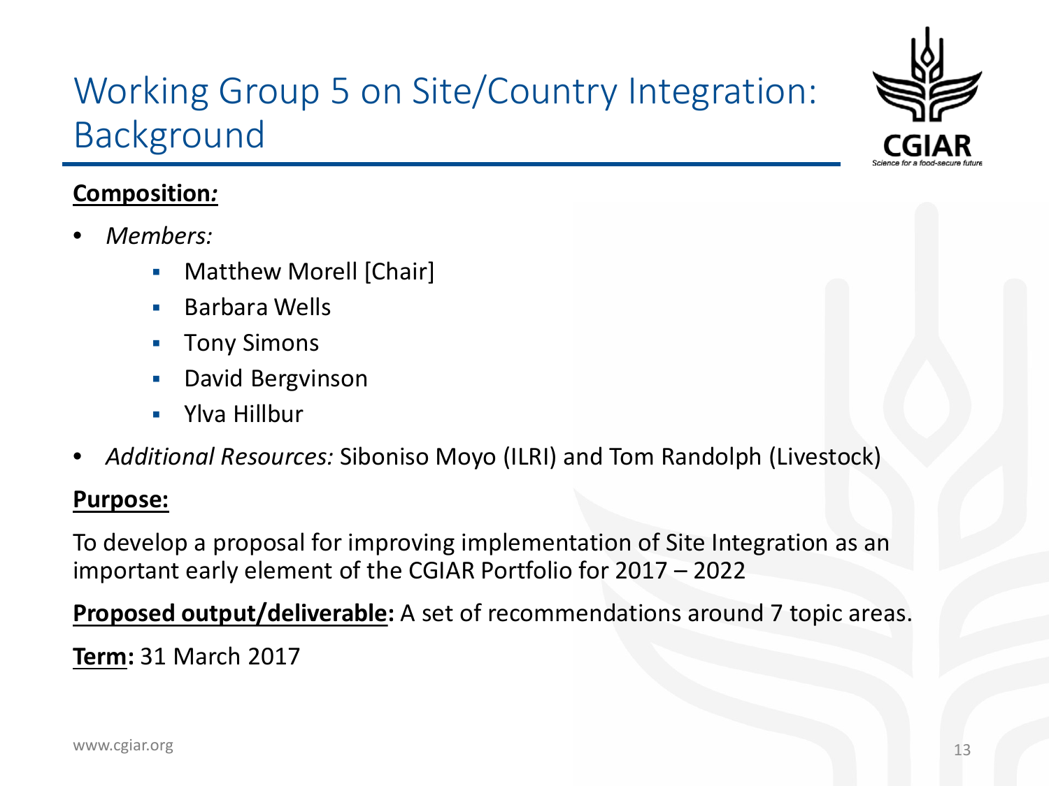# Working Group 5 on Site/Country Integration: Background

**Composition:**

- *Members:*
  - Matthew Morell [Chair]
  - Barbara Wells
  - Tony Simons
  - David Bergvinson
  - Ylva Hillbur
- *Additional Resources:* Siboniso Moyo (ILRI) and Tom Randolph (Livestock)

**Purpose:**

To develop a proposal for improving implementation of Site Integration as an important early element of the CGIAR Portfolio for 2017 – 2022

**Proposed output/deliverable:** A set of recommendations around 7 topic areas.

**Term:** 31 March 2017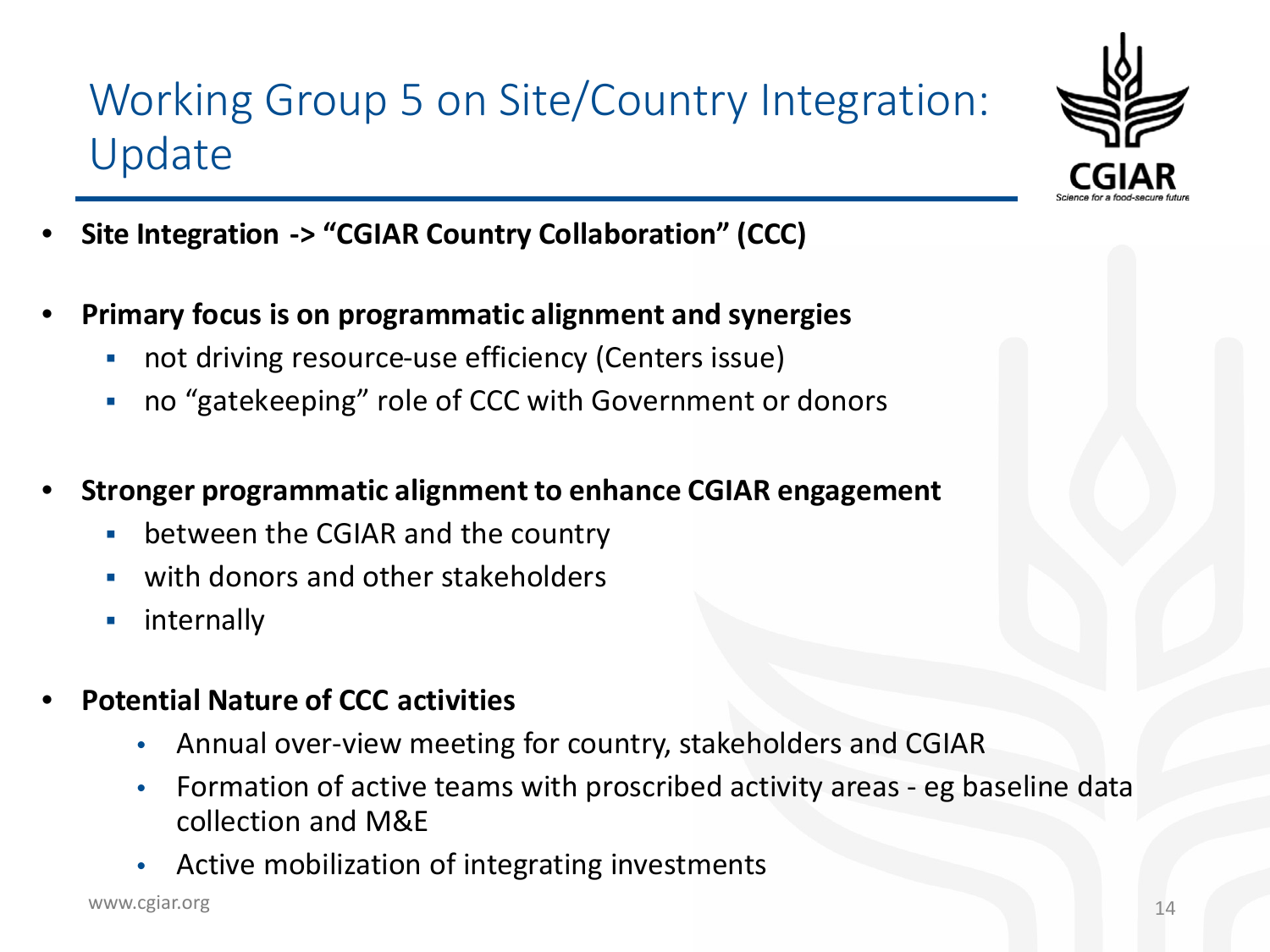# Working Group 5 on Site/Country Integration: Update

- **Site Integration -> "CGIAR Country Collaboration" (CCC)**
- **Primary focus is on programmatic alignment and synergies**
  - not driving resource-use efficiency (Centers issue)
  - no "gatekeeping" role of CCC with Government or donors
- **Stronger programmatic alignment to enhance CGIAR engagement**
  - between the CGIAR and the country
  - with donors and other stakeholders
  - internally
- **Potential Nature of CCC activities**
  - Annual over-view meeting for country, stakeholders and CGIAR
  - Formation of active teams with proscribed activity areas - eg baseline data collection and M&E
  - Active mobilization of integrating investments

www.cgiar.org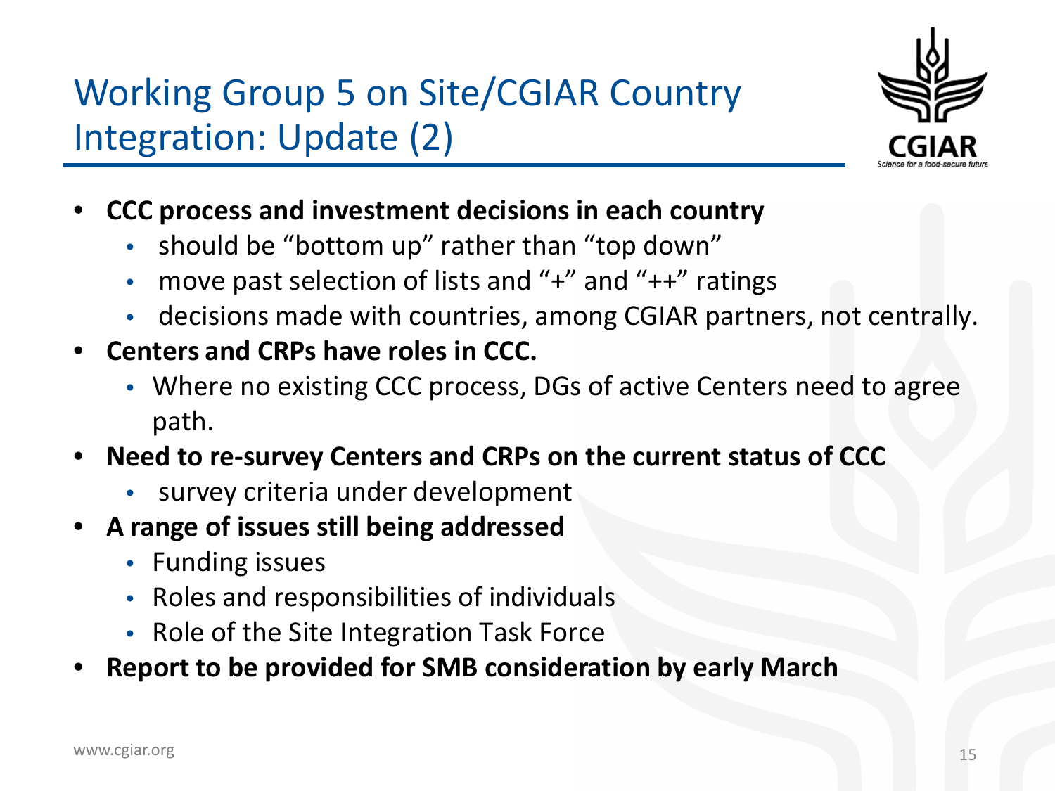# Working Group 5 on Site/CGIAR Country Integration: Update (2)

- **CCC process and investment decisions in each country**
  - should be "bottom up" rather than "top down"
  - move past selection of lists and "+" and "++" ratings
  - decisions made with countries, among CGIAR partners, not centrally.
- **Centers and CRPs have roles in CCC.**
  - Where no existing CCC process, DGs of active Centers need to agree path.
- **Need to re-survey Centers and CRPs on the current status of CCC**
  - survey criteria under development
- **A range of issues still being addressed**
  - Funding issues
  - Roles and responsibilities of individuals
  - Role of the Site Integration Task Force
- **Report to be provided for SMB consideration by early March**

www.cgiar.org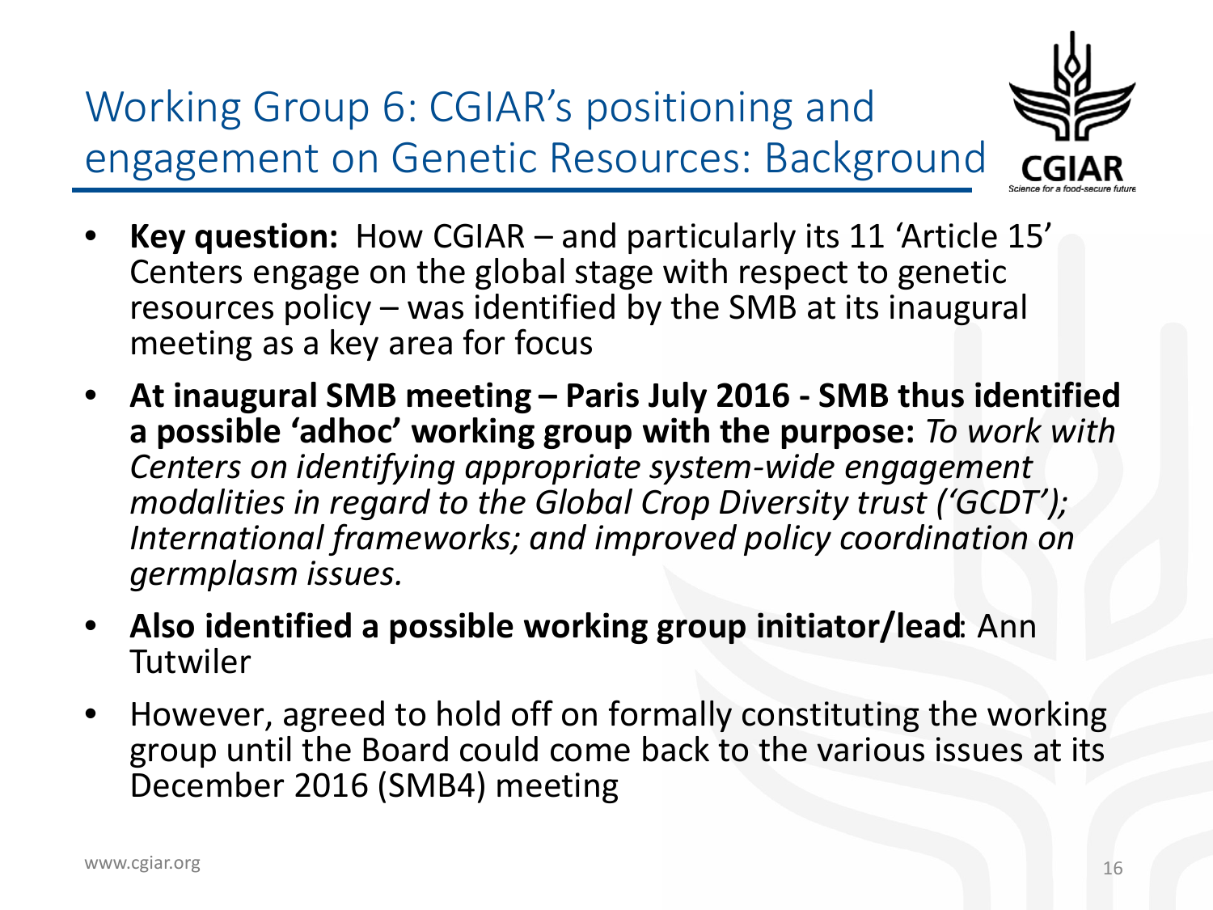# Working Group 6: CGIAR's positioning and engagement on Genetic Resources: Background

- **Key question:** How CGIAR – and particularly its 11 'Article 15' Centers engage on the global stage with respect to genetic resources policy – was identified by the SMB at its inaugural meeting as a key area for focus
- **At inaugural SMB meeting – Paris July 2016 - SMB thus identified a possible 'adhoc' working group with the purpose:** *To work with Centers on identifying appropriate system-wide engagement modalities in regard to the Global Crop Diversity trust ('GCDT'); International frameworks; and improved policy coordination on germplasm issues.*
- **Also identified a possible working group initiator/lead**: Ann Tutwiler
- However, agreed to hold off on formally constituting the working group until the Board could come back to the various issues at its December 2016 (SMB4) meeting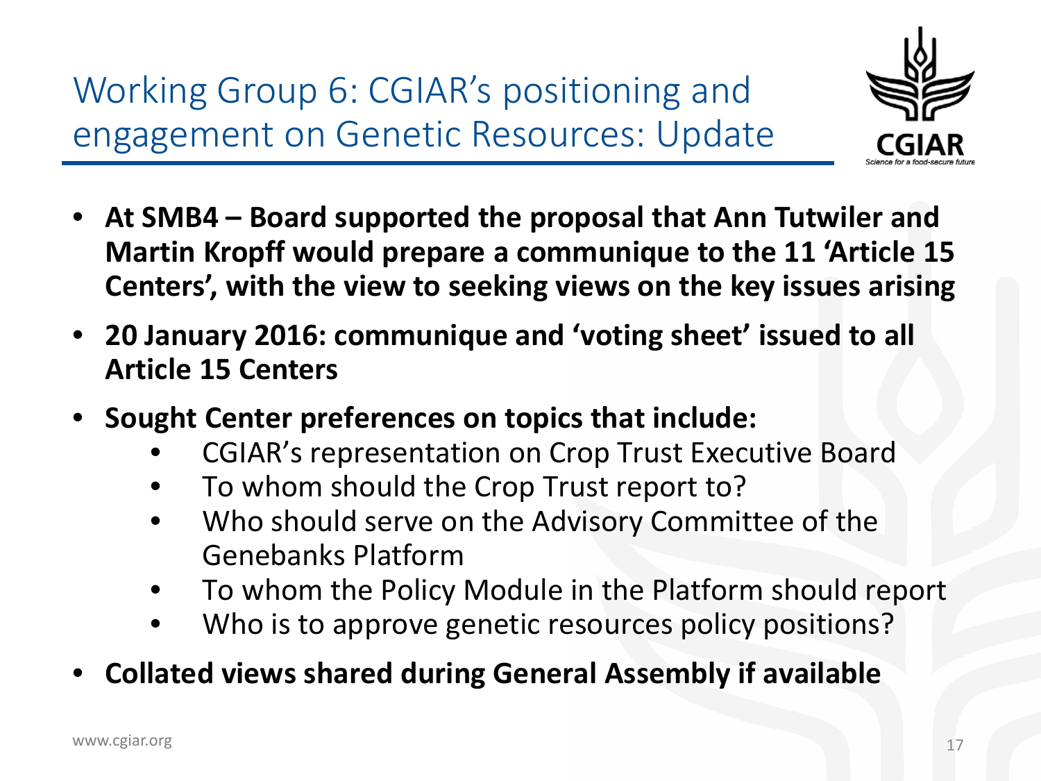# Working Group 6: CGIAR's positioning and engagement on Genetic Resources: Update

- **At SMB4 – Board supported the proposal that Ann Tutwiler and Martin Kropff would prepare a communique to the 11 'Article 15 Centers', with the view to seeking views on the key issues arising**
- **20 January 2016: communique and 'voting sheet' issued to all Article 15 Centers**
- **Sought Center preferences on topics that include:**
    - CGIAR's representation on Crop Trust Executive Board
    - To whom should the Crop Trust report to?
    - Who should serve on the Advisory Committee of the Genebanks Platform
    - To whom the Policy Module in the Platform should report
    - Who is to approve genetic resources policy positions?
- **Collated views shared during General Assembly if available**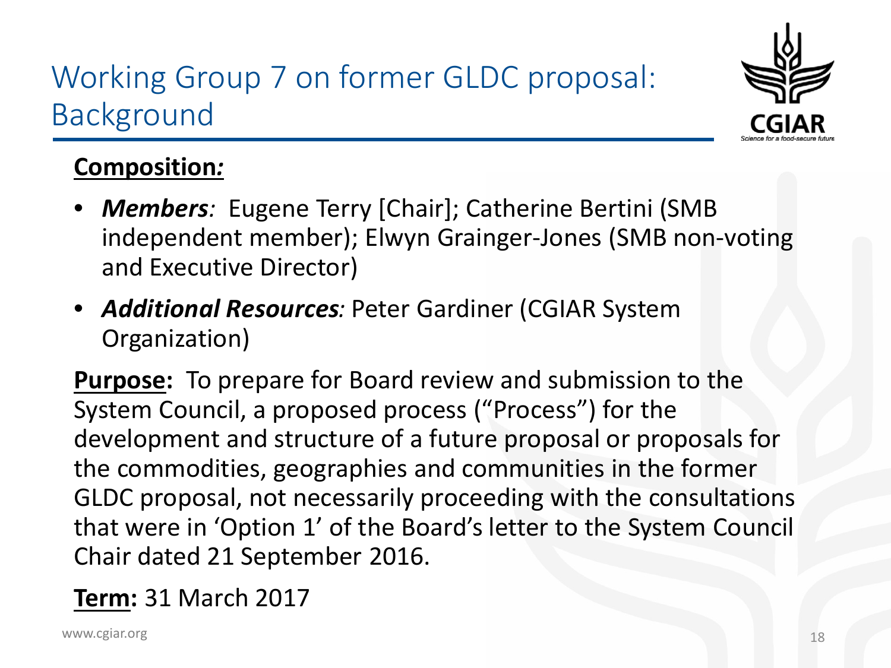# Working Group 7 on former GLDC proposal: Background

**Composition:**

- ***Members**:* Eugene Terry [Chair]; Catherine Bertini (SMB independent member); Elwyn Grainger-Jones (SMB non-voting and Executive Director)
- ***Additional Resources**:* Peter Gardiner (CGIAR System Organization)

**Purpose:** To prepare for Board review and submission to the System Council, a proposed process ("Process") for the development and structure of a future proposal or proposals for the commodities, geographies and communities in the former GLDC proposal, not necessarily proceeding with the consultations that were in 'Option 1' of the Board's letter to the System Council Chair dated 21 September 2016.

**Term:** 31 March 2017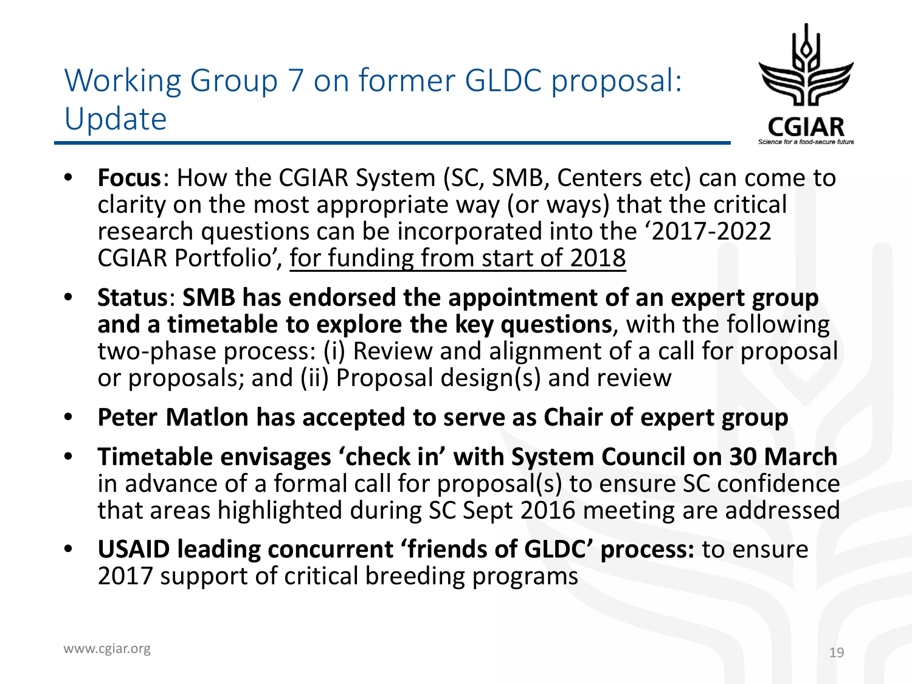# Working Group 7 on former GLDC proposal: Update

- **Focus**: How the CGIAR System (SC, SMB, Centers etc) can come to clarity on the most appropriate way (or ways) that the critical research questions can be incorporated into the '2017-2022 CGIAR Portfolio', <u>for funding from start of 2018</u>
- **Status**: **SMB has endorsed the appointment of an expert group and a timetable to explore the key questions**, with the following two-phase process: (i) Review and alignment of a call for proposal or proposals; and (ii) Proposal design(s) and review
- **Peter Matlon has accepted to serve as Chair of expert group**
- **Timetable envisages 'check in' with System Council on 30 March** in advance of a formal call for proposal(s) to ensure SC confidence that areas highlighted during SC Sept 2016 meeting are addressed
- **USAID leading concurrent 'friends of GLDC' process:** to ensure 2017 support of critical breeding programs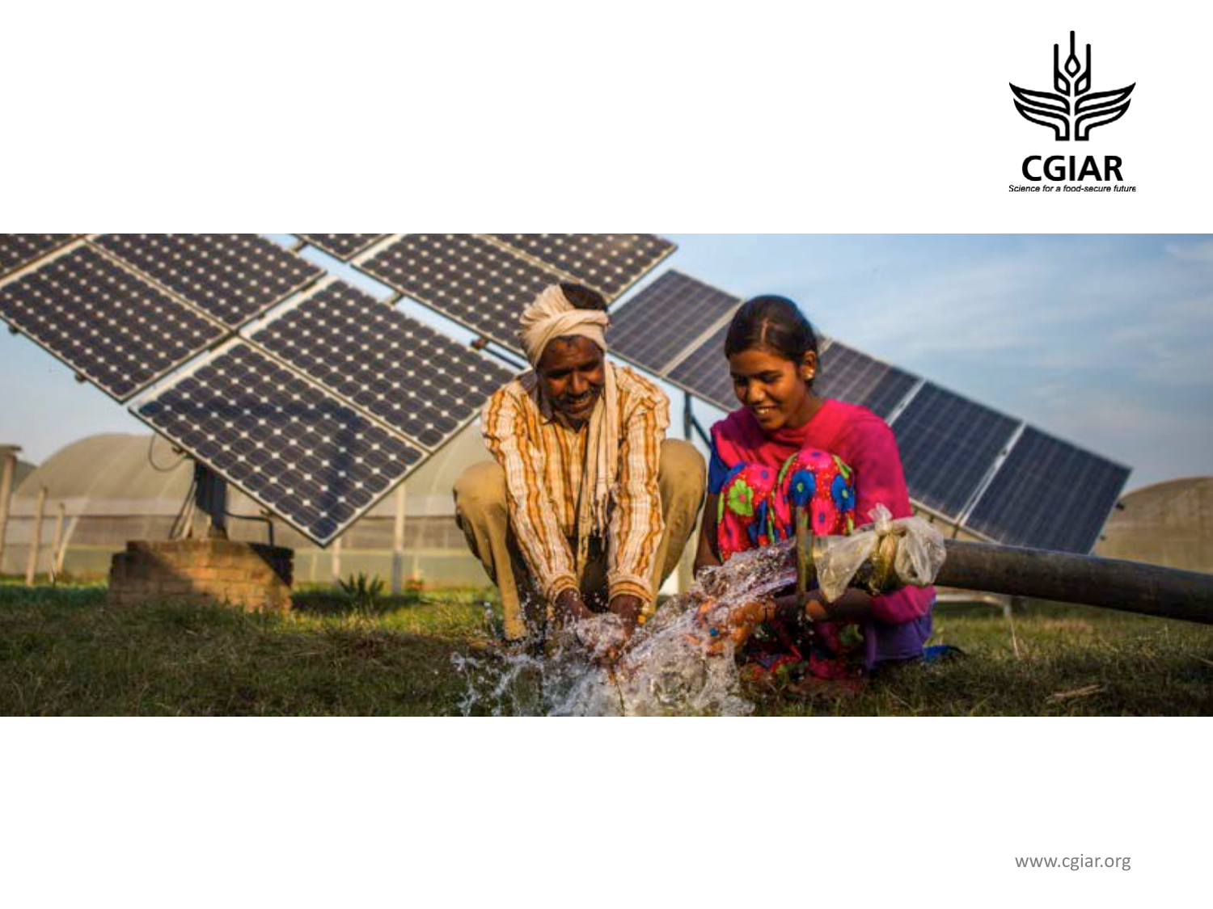CGIAR

Science for a food-secure future

www.cgiar.org